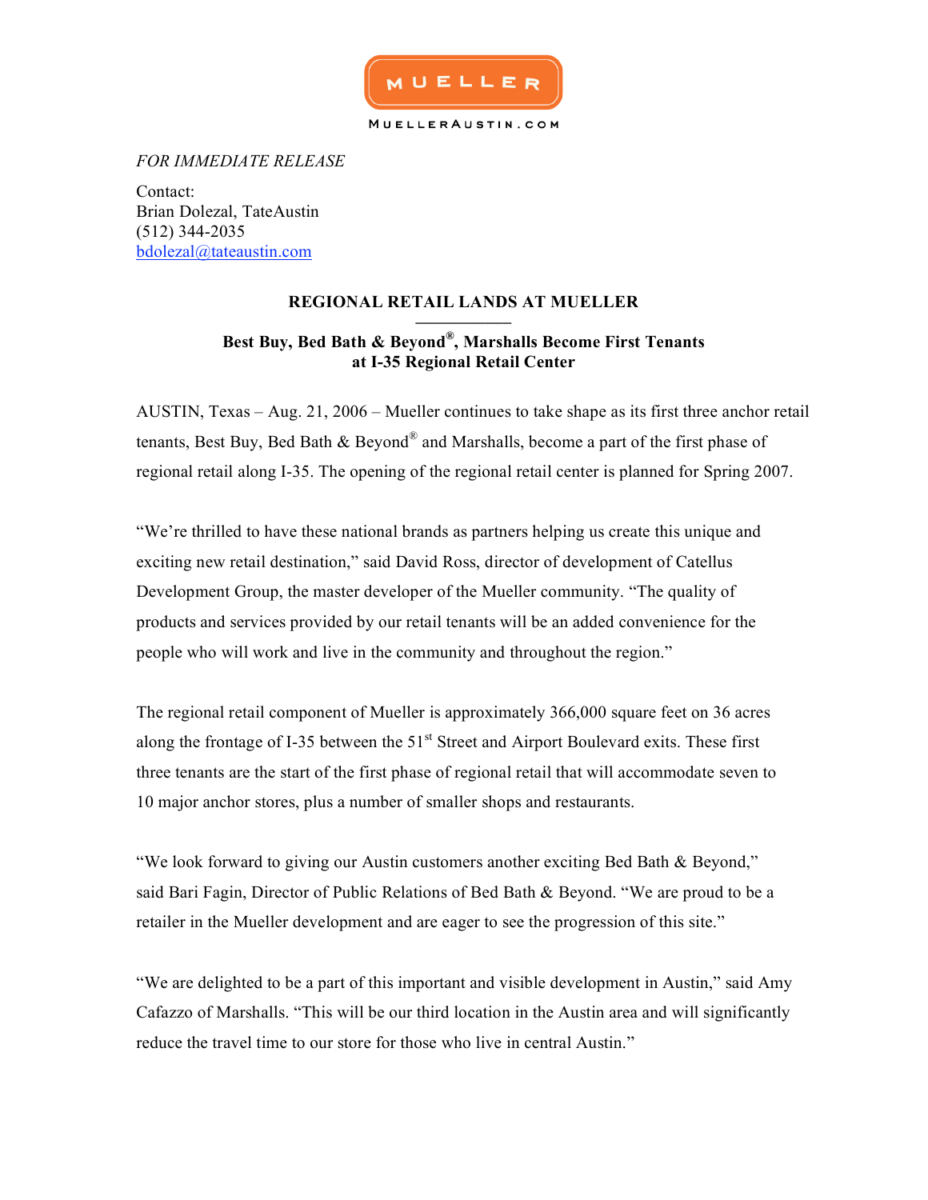MUELLER

MUELLERAUSTIN.COM

*FOR IMMEDIATE RELEASE*

Contact:
Brian Dolezal, TateAustin
(512) 344-2035
bdolezal@tateaustin.com

## REGIONAL RETAIL LANDS AT MUELLER

### Best Buy, Bed Bath & Beyond®, Marshalls Become First Tenants at I-35 Regional Retail Center

AUSTIN, Texas – Aug. 21, 2006 – Mueller continues to take shape as its first three anchor retail tenants, Best Buy, Bed Bath & Beyond® and Marshalls, become a part of the first phase of regional retail along I-35. The opening of the regional retail center is planned for Spring 2007.

"We're thrilled to have these national brands as partners helping us create this unique and exciting new retail destination," said David Ross, director of development of Catellus Development Group, the master developer of the Mueller community. "The quality of products and services provided by our retail tenants will be an added convenience for the people who will work and live in the community and throughout the region."

The regional retail component of Mueller is approximately 366,000 square feet on 36 acres along the frontage of I-35 between the 51st Street and Airport Boulevard exits. These first three tenants are the start of the first phase of regional retail that will accommodate seven to 10 major anchor stores, plus a number of smaller shops and restaurants.

"We look forward to giving our Austin customers another exciting Bed Bath & Beyond," said Bari Fagin, Director of Public Relations of Bed Bath & Beyond. "We are proud to be a retailer in the Mueller development and are eager to see the progression of this site."

"We are delighted to be a part of this important and visible development in Austin," said Amy Cafazzo of Marshalls. "This will be our third location in the Austin area and will significantly reduce the travel time to our store for those who live in central Austin."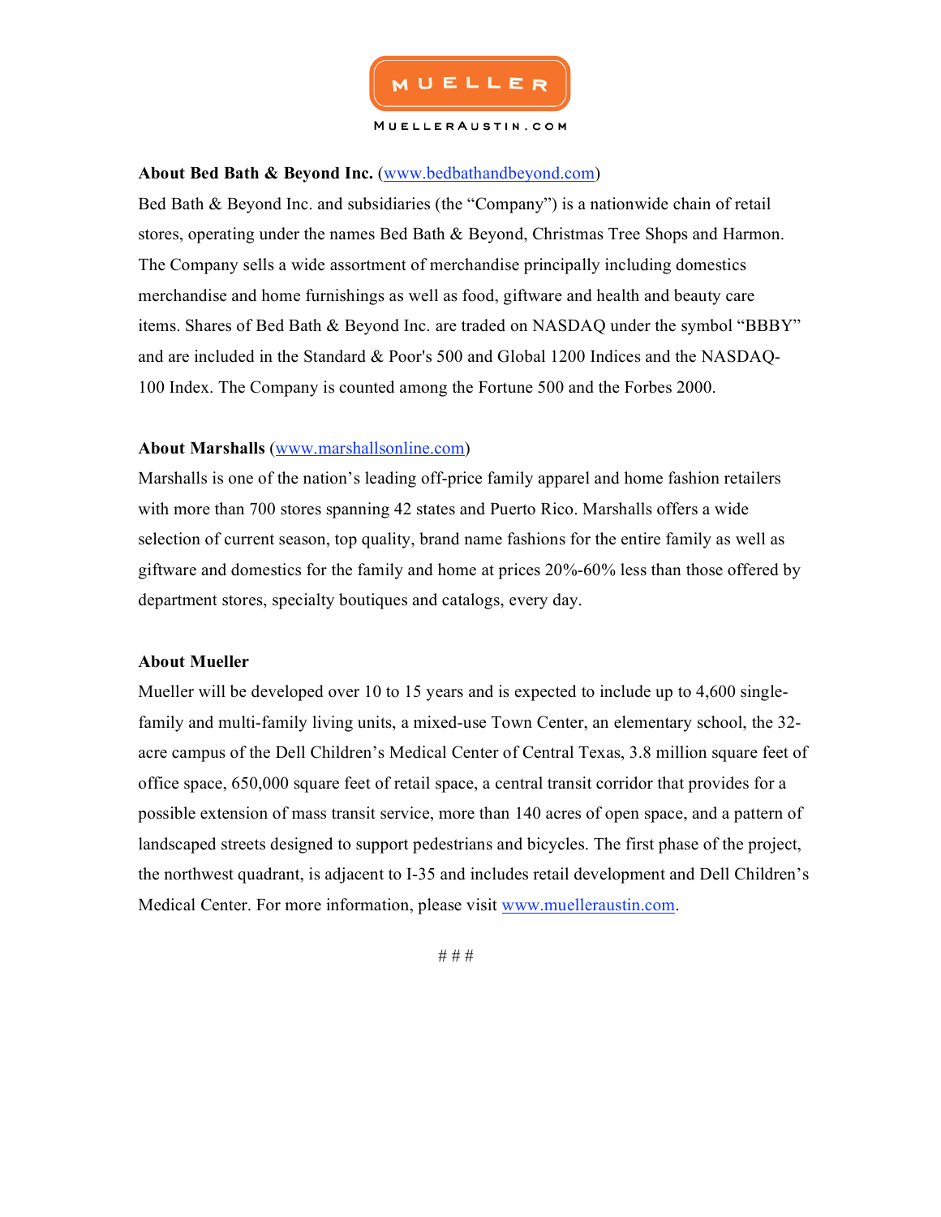**About Bed Bath & Beyond Inc.** (www.bedbathandbeyond.com)

Bed Bath & Beyond Inc. and subsidiaries (the "Company") is a nationwide chain of retail stores, operating under the names Bed Bath & Beyond, Christmas Tree Shops and Harmon. The Company sells a wide assortment of merchandise principally including domestics merchandise and home furnishings as well as food, giftware and health and beauty care items. Shares of Bed Bath & Beyond Inc. are traded on NASDAQ under the symbol "BBBY" and are included in the Standard & Poor's 500 and Global 1200 Indices and the NASDAQ-100 Index. The Company is counted among the Fortune 500 and the Forbes 2000.

**About Marshalls** (www.marshallsonline.com)

Marshalls is one of the nation's leading off-price family apparel and home fashion retailers with more than 700 stores spanning 42 states and Puerto Rico. Marshalls offers a wide selection of current season, top quality, brand name fashions for the entire family as well as giftware and domestics for the family and home at prices 20%-60% less than those offered by department stores, specialty boutiques and catalogs, every day.

**About Mueller**

Mueller will be developed over 10 to 15 years and is expected to include up to 4,600 single-family and multi-family living units, a mixed-use Town Center, an elementary school, the 32-acre campus of the Dell Children's Medical Center of Central Texas, 3.8 million square feet of office space, 650,000 square feet of retail space, a central transit corridor that provides for a possible extension of mass transit service, more than 140 acres of open space, and a pattern of landscaped streets designed to support pedestrians and bicycles. The first phase of the project, the northwest quadrant, is adjacent to I-35 and includes retail development and Dell Children's Medical Center. For more information, please visit www.muelleraustin.com.

# # #